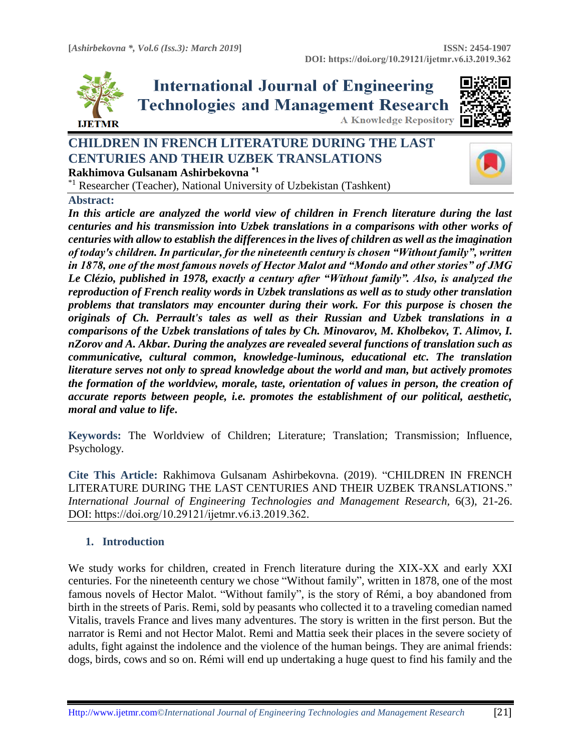# CHILDREN IN FRENCH LITERATURE DURING THE LAST CENTURIES AND THEIR UZBEK TRANSLATIONS

**Rakhimova Gulsanam Ashirbekovna** [*1]

[*1] Researcher (Teacher), National University of Uzbekistan (Tashkent)

**Abstract:**

***In this article are analyzed the world view of children in French literature during the last centuries and his transmission into Uzbek translations in a comparisons with other works of centuries with allow to establish the differences in the lives of children as well as the imagination of today's children. In particular, for the nineteenth century is chosen "Without family", written in 1878, one of the most famous novels of Hector Malot and "Mondo and other stories" of JMG Le Clézio, published in 1978, exactly a century after "Without family". Also, is analyzed the reproduction of French reality words in Uzbek translations as well as to study other translation problems that translators may encounter during their work. For this purpose is chosen the originals of Ch. Perrault's tales as well as their Russian and Uzbek translations in a comparisons of the Uzbek translations of tales by Ch. Minovarov, M. Kholbekov, T. Alimov, I. nZorov and A. Akbar. During the analyzes are revealed several functions of translation such as communicative, cultural common, knowledge-luminous, educational etc. The translation literature serves not only to spread knowledge about the world and man, but actively promotes the formation of the worldview, morale, taste, orientation of values in person, the creation of accurate reports between people, i.e. promotes the establishment of our political, aesthetic, moral and value to life.***

**Keywords:** The Worldview of Children; Literature; Translation; Transmission; Influence, Psychology.

**Cite This Article:** Rakhimova Gulsanam Ashirbekovna. (2019). "CHILDREN IN FRENCH LITERATURE DURING THE LAST CENTURIES AND THEIR UZBEK TRANSLATIONS." *International Journal of Engineering Technologies and Management Research,* 6(3), 21-26. DOI: https://doi.org/10.29121/ijetmr.v6.i3.2019.362.

## 1. Introduction

We study works for children, created in French literature during the XIX-XX and early XXI centuries. For the nineteenth century we chose "Without family", written in 1878, one of the most famous novels of Hector Malot. "Without family", is the story of Rémi, a boy abandoned from birth in the streets of Paris. Remi, sold by peasants who collected it to a traveling comedian named Vitalis, travels France and lives many adventures. The story is written in the first person. But the narrator is Remi and not Hector Malot. Remi and Mattia seek their places in the severe society of adults, fight against the indolence and the violence of the human beings. They are animal friends: dogs, birds, cows and so on. Rémi will end up undertaking a huge quest to find his family and the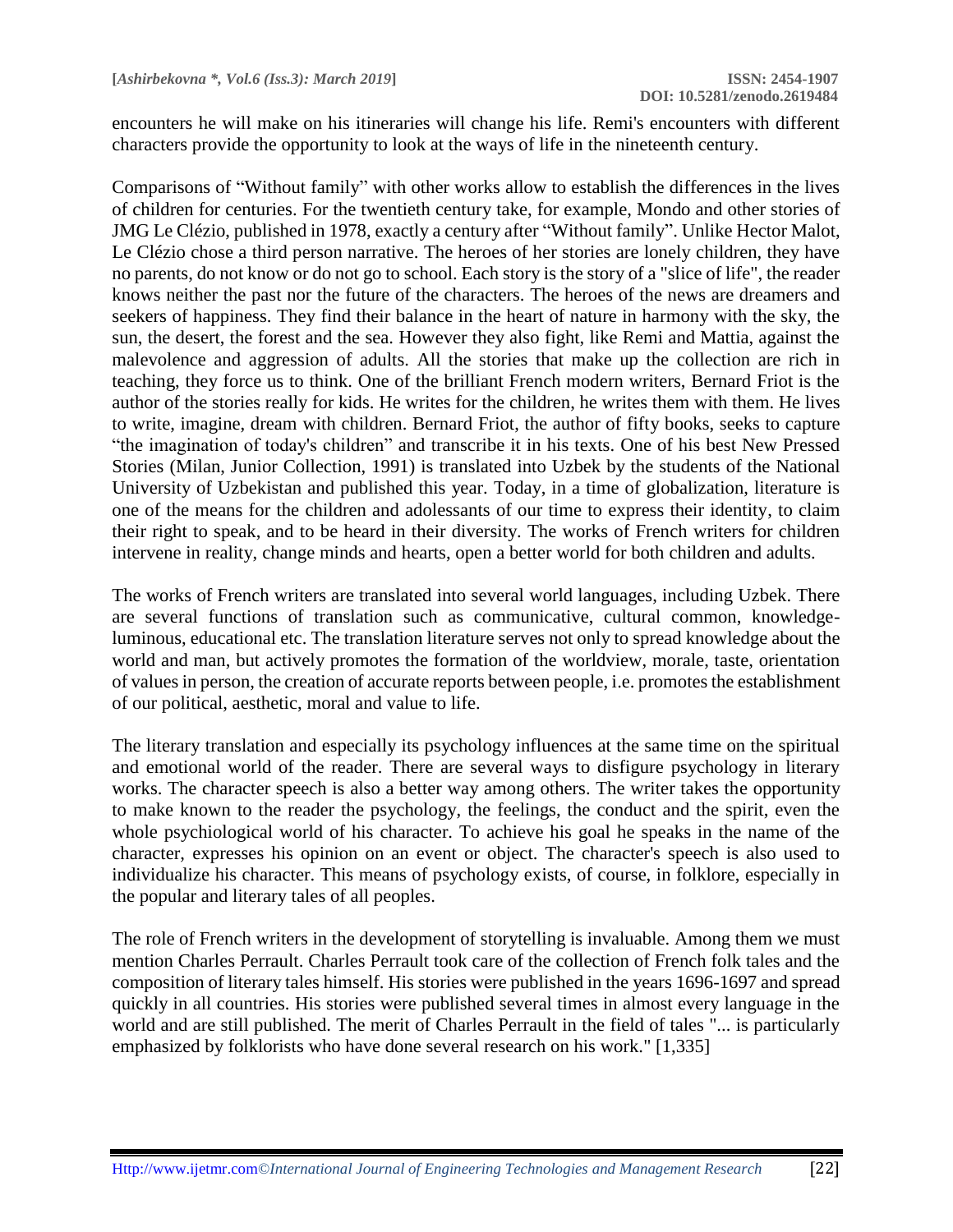encounters he will make on his itineraries will change his life. Remi's encounters with different characters provide the opportunity to look at the ways of life in the nineteenth century.

Comparisons of "Without family" with other works allow to establish the differences in the lives of children for centuries. For the twentieth century take, for example, Mondo and other stories of JMG Le Clézio, published in 1978, exactly a century after "Without family". Unlike Hector Malot, Le Clézio chose a third person narrative. The heroes of her stories are lonely children, they have no parents, do not know or do not go to school. Each story is the story of a "slice of life", the reader knows neither the past nor the future of the characters. The heroes of the news are dreamers and seekers of happiness. They find their balance in the heart of nature in harmony with the sky, the sun, the desert, the forest and the sea. However they also fight, like Remi and Mattia, against the malevolence and aggression of adults. All the stories that make up the collection are rich in teaching, they force us to think. One of the brilliant French modern writers, Bernard Friot is the author of the stories really for kids. He writes for the children, he writes them with them. He lives to write, imagine, dream with children. Bernard Friot, the author of fifty books, seeks to capture "the imagination of today's children" and transcribe it in his texts. One of his best New Pressed Stories (Milan, Junior Collection, 1991) is translated into Uzbek by the students of the National University of Uzbekistan and published this year. Today, in a time of globalization, literature is one of the means for the children and adolessants of our time to express their identity, to claim their right to speak, and to be heard in their diversity. The works of French writers for children intervene in reality, change minds and hearts, open a better world for both children and adults.

The works of French writers are translated into several world languages, including Uzbek. There are several functions of translation such as communicative, cultural common, knowledge-luminous, educational etc. The translation literature serves not only to spread knowledge about the world and man, but actively promotes the formation of the worldview, morale, taste, orientation of values in person, the creation of accurate reports between people, i.e. promotes the establishment of our political, aesthetic, moral and value to life.

The literary translation and especially its psychology influences at the same time on the spiritual and emotional world of the reader. There are several ways to disfigure psychology in literary works. The character speech is also a better way among others. The writer takes the opportunity to make known to the reader the psychology, the feelings, the conduct and the spirit, even the whole psychiological world of his character. To achieve his goal he speaks in the name of the character, expresses his opinion on an event or object. The character's speech is also used to individualize his character. This means of psychology exists, of course, in folklore, especially in the popular and literary tales of all peoples.

The role of French writers in the development of storytelling is invaluable. Among them we must mention Charles Perrault. Charles Perrault took care of the collection of French folk tales and the composition of literary tales himself. His stories were published in the years 1696-1697 and spread quickly in all countries. His stories were published several times in almost every language in the world and are still published. The merit of Charles Perrault in the field of tales "... is particularly emphasized by folklorists who have done several research on his work." [1,335]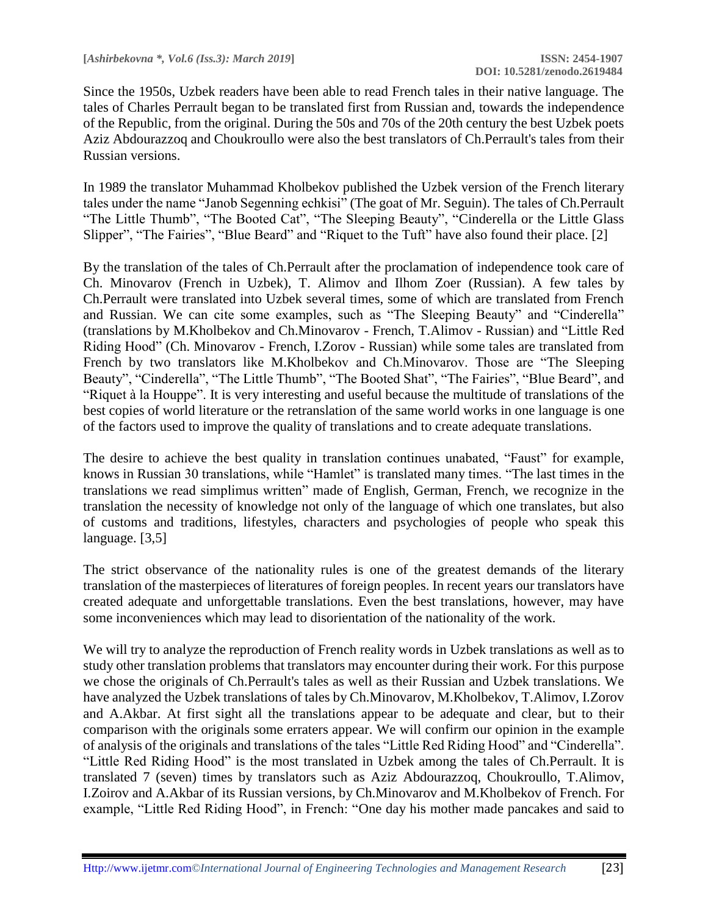Since the 1950s, Uzbek readers have been able to read French tales in their native language. The tales of Charles Perrault began to be translated first from Russian and, towards the independence of the Republic, from the original. During the 50s and 70s of the 20th century the best Uzbek poets Aziz Abdourazzoq and Choukroullo were also the best translators of Ch.Perrault's tales from their Russian versions.

In 1989 the translator Muhammad Kholbekov published the Uzbek version of the French literary tales under the name "Janob Segenning echkisi" (The goat of Mr. Seguin). The tales of Ch.Perrault "The Little Thumb", "The Booted Cat", "The Sleeping Beauty", "Cinderella or the Little Glass Slipper", "The Fairies", "Blue Beard" and "Riquet to the Tuft" have also found their place. [2]

By the translation of the tales of Ch.Perrault after the proclamation of independence took care of Ch. Minovarov (French in Uzbek), T. Alimov and Ilhom Zoer (Russian). A few tales by Ch.Perrault were translated into Uzbek several times, some of which are translated from French and Russian. We can cite some examples, such as "The Sleeping Beauty" and "Cinderella" (translations by M.Kholbekov and Ch.Minovarov - French, T.Alimov - Russian) and "Little Red Riding Hood" (Ch. Minovarov - French, I.Zorov - Russian) while some tales are translated from French by two translators like M.Kholbekov and Ch.Minovarov. Those are "The Sleeping Beauty", "Cinderella", "The Little Thumb", "The Booted Shat", "The Fairies", "Blue Beard", and "Riquet à la Houppe". It is very interesting and useful because the multitude of translations of the best copies of world literature or the retranslation of the same world works in one language is one of the factors used to improve the quality of translations and to create adequate translations.

The desire to achieve the best quality in translation continues unabated, "Faust" for example, knows in Russian 30 translations, while "Hamlet" is translated many times. "The last times in the translations we read simplimus written" made of English, German, French, we recognize in the translation the necessity of knowledge not only of the language of which one translates, but also of customs and traditions, lifestyles, characters and psychologies of people who speak this language. [3,5]

The strict observance of the nationality rules is one of the greatest demands of the literary translation of the masterpieces of literatures of foreign peoples. In recent years our translators have created adequate and unforgettable translations. Even the best translations, however, may have some inconveniences which may lead to disorientation of the nationality of the work.

We will try to analyze the reproduction of French reality words in Uzbek translations as well as to study other translation problems that translators may encounter during their work. For this purpose we chose the originals of Ch.Perrault's tales as well as their Russian and Uzbek translations. We have analyzed the Uzbek translations of tales by Ch.Minovarov, M.Kholbekov, T.Alimov, I.Zorov and A.Akbar. At first sight all the translations appear to be adequate and clear, but to their comparison with the originals some erraters appear. We will confirm our opinion in the example of analysis of the originals and translations of the tales "Little Red Riding Hood" and "Cinderella". "Little Red Riding Hood" is the most translated in Uzbek among the tales of Ch.Perrault. It is translated 7 (seven) times by translators such as Aziz Abdourazzoq, Choukroullo, T.Alimov, I.Zoirov and A.Akbar of its Russian versions, by Ch.Minovarov and M.Kholbekov of French. For example, "Little Red Riding Hood", in French: "One day his mother made pancakes and said to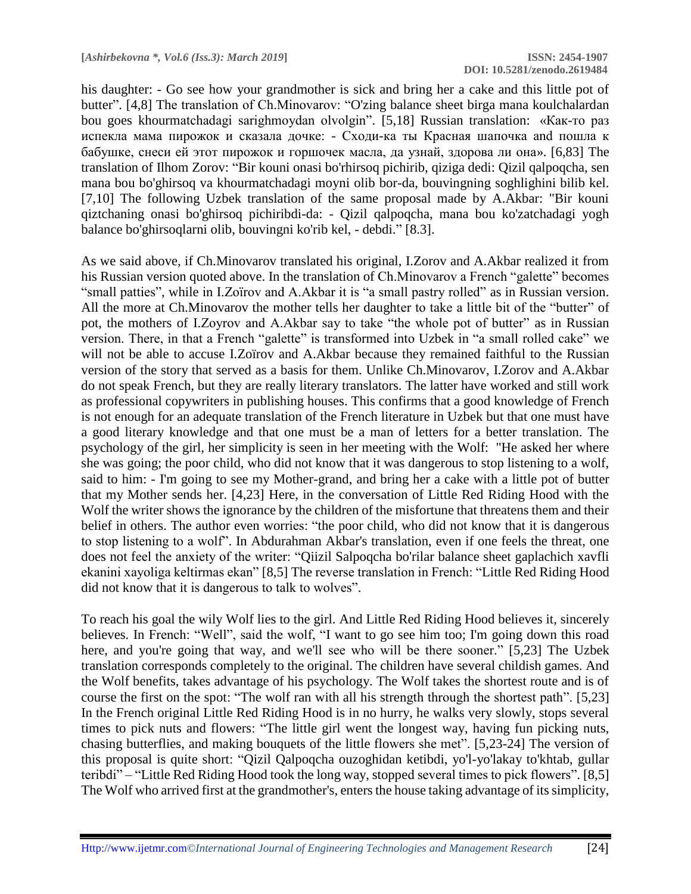his daughter: - Go see how your grandmother is sick and bring her a cake and this little pot of butter". [4,8] The translation of Ch.Minovarov: "O'zing balance sheet birga mana koulchalardan bou goes khourmatchadagi sarighmoydan olvolgin". [5,18] Russian translation: «Как-то раз испекла мама пирожок и сказала дочке: - Сходи-ка ты Красная шапочка and пошла к бабушке, снеси ей этот пирожок и горшочек масла, да узнай, здорова ли она». [6,83] The translation of Ilhom Zorov: "Bir kouni onasi bo'rhirsoq pichirib, qiziga dedi: Qizil qalpoqcha, sen mana bou bo'ghirsoq va khourmatchadagi moyni olib bor-da, bouvingning soghlighini bilib kel. [7,10] The following Uzbek translation of the same proposal made by A.Akbar: "Bir kouni qiztchaning onasi bo'ghirsoq pichiribdi-da: - Qizil qalpoqcha, mana bou ko'zatchadagi yogh balance bo'ghirsoqlarni olib, bouvingni ko'rib kel, - debdi." [8.3].

As we said above, if Ch.Minovarov translated his original, I.Zorov and A.Akbar realized it from his Russian version quoted above. In the translation of Ch.Minovarov a French "galette" becomes "small patties", while in I.Zoïrov and A.Akbar it is "a small pastry rolled" as in Russian version. All the more at Ch.Minovarov the mother tells her daughter to take a little bit of the "butter" of pot, the mothers of I.Zoyrov and A.Akbar say to take "the whole pot of butter" as in Russian version. There, in that a French "galette" is transformed into Uzbek in "a small rolled cake" we will not be able to accuse I.Zoïrov and A.Akbar because they remained faithful to the Russian version of the story that served as a basis for them. Unlike Ch.Minovarov, I.Zorov and A.Akbar do not speak French, but they are really literary translators. The latter have worked and still work as professional copywriters in publishing houses. This confirms that a good knowledge of French is not enough for an adequate translation of the French literature in Uzbek but that one must have a good literary knowledge and that one must be a man of letters for a better translation. The psychology of the girl, her simplicity is seen in her meeting with the Wolf: "He asked her where she was going; the poor child, who did not know that it was dangerous to stop listening to a wolf, said to him: - I'm going to see my Mother-grand, and bring her a cake with a little pot of butter that my Mother sends her. [4,23] Here, in the conversation of Little Red Riding Hood with the Wolf the writer shows the ignorance by the children of the misfortune that threatens them and their belief in others. The author even worries: "the poor child, who did not know that it is dangerous to stop listening to a wolf". In Abdurahman Akbar's translation, even if one feels the threat, one does not feel the anxiety of the writer: "Qiizil Salpoqcha bo'rilar balance sheet gaplachich xavfli ekanini xayoliga keltirmas ekan" [8,5] The reverse translation in French: "Little Red Riding Hood did not know that it is dangerous to talk to wolves".

To reach his goal the wily Wolf lies to the girl. And Little Red Riding Hood believes it, sincerely believes. In French: "Well", said the wolf, "I want to go see him too; I'm going down this road here, and you're going that way, and we'll see who will be there sooner." [5,23] The Uzbek translation corresponds completely to the original. The children have several childish games. And the Wolf benefits, takes advantage of his psychology. The Wolf takes the shortest route and is of course the first on the spot: "The wolf ran with all his strength through the shortest path". [5,23] In the French original Little Red Riding Hood is in no hurry, he walks very slowly, stops several times to pick nuts and flowers: "The little girl went the longest way, having fun picking nuts, chasing butterflies, and making bouquets of the little flowers she met". [5,23-24] The version of this proposal is quite short: "Qizil Qalpoqcha ouzoghidan ketibdi, yo'l-yo'lakay to'khtab, gullar teribdi" – "Little Red Riding Hood took the long way, stopped several times to pick flowers". [8,5] The Wolf who arrived first at the grandmother's, enters the house taking advantage of its simplicity,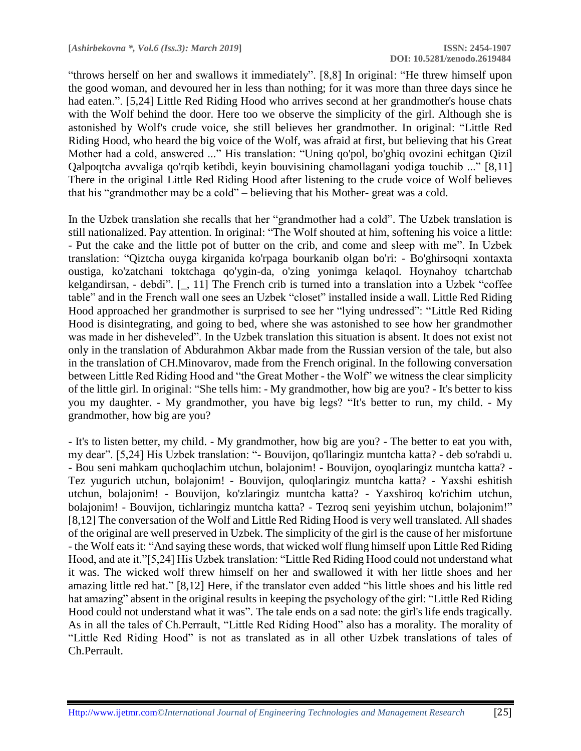"throws herself on her and swallows it immediately". [8,8] In original: "He threw himself upon the good woman, and devoured her in less than nothing; for it was more than three days since he had eaten.". [5,24] Little Red Riding Hood who arrives second at her grandmother's house chats with the Wolf behind the door. Here too we observe the simplicity of the girl. Although she is astonished by Wolf's crude voice, she still believes her grandmother. In original: "Little Red Riding Hood, who heard the big voice of the Wolf, was afraid at first, but believing that his Great Mother had a cold, answered ..." His translation: "Uning qo'pol, bo'ghiq ovozini echitgan Qizil Qalpoqtcha avvaliga qo'rqib ketibdi, keyin bouvisining chamollagani yodiga touchib ..." [8,11] There in the original Little Red Riding Hood after listening to the crude voice of Wolf believes that his "grandmother may be a cold" – believing that his Mother- great was a cold.

In the Uzbek translation she recalls that her "grandmother had a cold". The Uzbek translation is still nationalized. Pay attention. In original: "The Wolf shouted at him, softening his voice a little: - Put the cake and the little pot of butter on the crib, and come and sleep with me". In Uzbek translation: "Qiztcha ouyga kirganida ko'rpaga bourkanib olgan bo'ri: - Bo'ghirsoqni xontaxta oustiga, ko'zatchani toktchaga qo'ygin-da, o'zing yonimga kelaqol. Hoynahoy tchartchab kelgandirsan, - debdi". [_, 11] The French crib is turned into a translation into a Uzbek "coffee table" and in the French wall one sees an Uzbek "closet" installed inside a wall. Little Red Riding Hood approached her grandmother is surprised to see her "lying undressed": "Little Red Riding Hood is disintegrating, and going to bed, where she was astonished to see how her grandmother was made in her disheveled". In the Uzbek translation this situation is absent. It does not exist not only in the translation of Abdurahmon Akbar made from the Russian version of the tale, but also in the translation of CH.Minovarov, made from the French original. In the following conversation between Little Red Riding Hood and "the Great Mother - the Wolf" we witness the clear simplicity of the little girl. In original: "She tells him: - My grandmother, how big are you? - It's better to kiss you my daughter. - My grandmother, you have big legs? "It's better to run, my child. - My grandmother, how big are you?

- It's to listen better, my child. - My grandmother, how big are you? - The better to eat you with, my dear". [5,24] His Uzbek translation: "- Bouvijon, qo'llaringiz muntcha katta? - deb so'rabdi u. - Bou seni mahkam quchoqlachim utchun, bolajonim! - Bouvijon, oyoqlaringiz muntcha katta? - Tez yugurich utchun, bolajonim! - Bouvijon, quloqlaringiz muntcha katta? - Yaxshi eshitish utchun, bolajonim! - Bouvijon, ko'zlaringiz muntcha katta? - Yaxshiroq ko'richim utchun, bolajonim! - Bouvijon, tichlaringiz muntcha katta? - Tezroq seni yeyishim utchun, bolajonim!" [8,12] The conversation of the Wolf and Little Red Riding Hood is very well translated. All shades of the original are well preserved in Uzbek. The simplicity of the girl is the cause of her misfortune - the Wolf eats it: "And saying these words, that wicked wolf flung himself upon Little Red Riding Hood, and ate it."[5,24] His Uzbek translation: "Little Red Riding Hood could not understand what it was. The wicked wolf threw himself on her and swallowed it with her little shoes and her amazing little red hat." [8,12] Here, if the translator even added "his little shoes and his little red hat amazing" absent in the original results in keeping the psychology of the girl: "Little Red Riding Hood could not understand what it was". The tale ends on a sad note: the girl's life ends tragically. As in all the tales of Ch.Perrault, "Little Red Riding Hood" also has a morality. The morality of "Little Red Riding Hood" is not as translated as in all other Uzbek translations of tales of Ch.Perrault.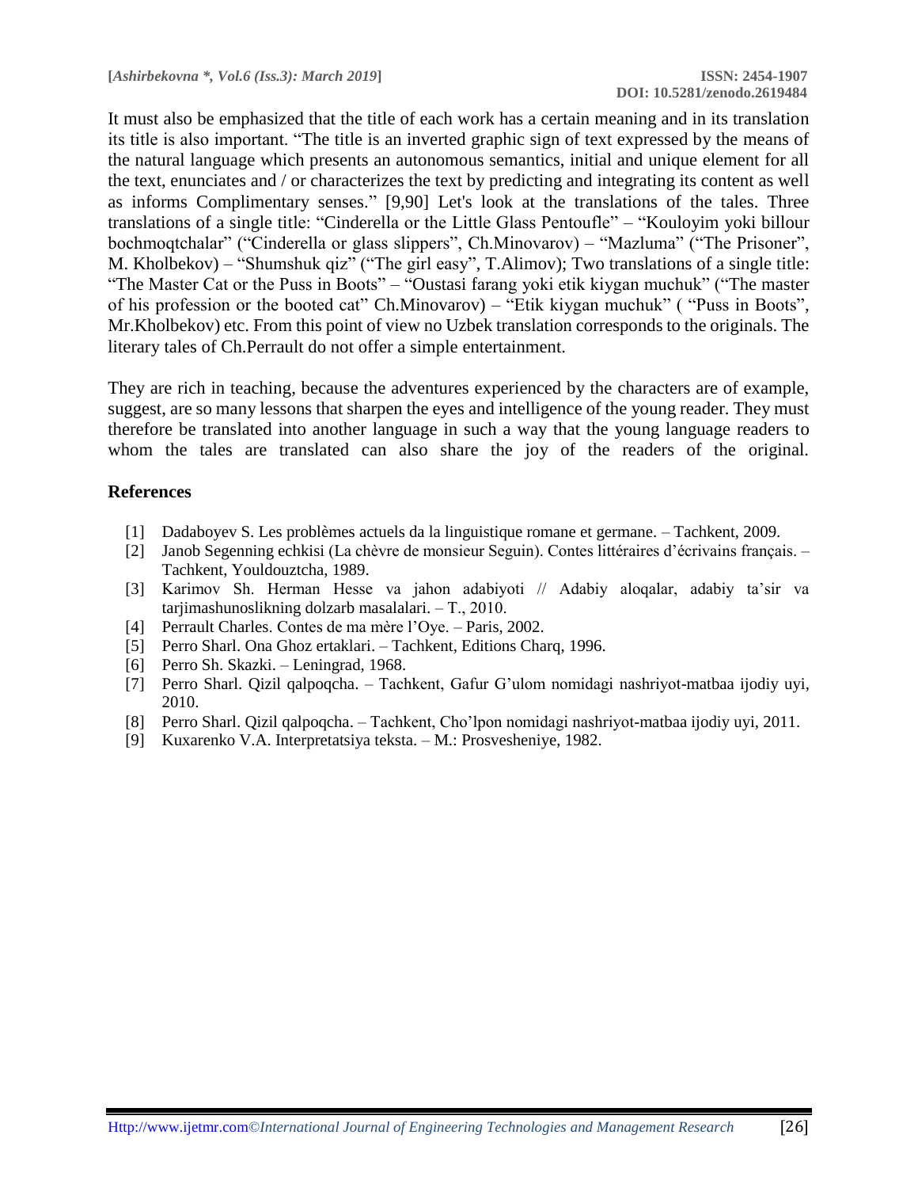It must also be emphasized that the title of each work has a certain meaning and in its translation its title is also important. "The title is an inverted graphic sign of text expressed by the means of the natural language which presents an autonomous semantics, initial and unique element for all the text, enunciates and / or characterizes the text by predicting and integrating its content as well as informs Complimentary senses." [9,90] Let's look at the translations of the tales. Three translations of a single title: "Cinderella or the Little Glass Pentoufle" – "Kouloyim yoki billour bochmoqtchalar" ("Cinderella or glass slippers", Ch.Minovarov) – "Mazluma" ("The Prisoner", M. Kholbekov) – "Shumshuk qiz" ("The girl easy", T.Alimov); Two translations of a single title: "The Master Cat or the Puss in Boots" – "Oustasi farang yoki etik kiygan muchuk" ("The master of his profession or the booted cat" Ch.Minovarov) – "Etik kiygan muchuk" ( "Puss in Boots", Mr.Kholbekov) etc. From this point of view no Uzbek translation corresponds to the originals. The literary tales of Ch.Perrault do not offer a simple entertainment.

They are rich in teaching, because the adventures experienced by the characters are of example, suggest, are so many lessons that sharpen the eyes and intelligence of the young reader. They must therefore be translated into another language in such a way that the young language readers to whom the tales are translated can also share the joy of the readers of the original.

## References

[1] Dadaboyev S. Les problèmes actuels da la linguistique romane et germane. – Tachkent, 2009.

[2] Janob Segenning echkisi (La chèvre de monsieur Seguin). Contes littéraires d'écrivains français. – Tachkent, Youldouztcha, 1989.

[3] Karimov Sh. Herman Hesse va jahon adabiyoti // Adabiy aloqalar, adabiy ta'sir va tarjimashunoslikning dolzarb masalalari. – T., 2010.

[4] Perrault Charles. Contes de ma mère l'Oye. – Paris, 2002.

[5] Perro Sharl. Ona Ghoz ertaklari. – Tachkent, Editions Charq, 1996.

[6] Perro Sh. Skazki. – Leningrad, 1968.

[7] Perro Sharl. Qizil qalpoqcha. – Tachkent, Gafur G'ulom nomidagi nashriyot-matbaa ijodiy uyi, 2010.

[8] Perro Sharl. Qizil qalpoqcha. – Tachkent, Cho'lpon nomidagi nashriyot-matbaa ijodiy uyi, 2011.

[9] Kuxarenko V.A. Interpretatsiya teksta. – M.: Prosvesheniye, 1982.